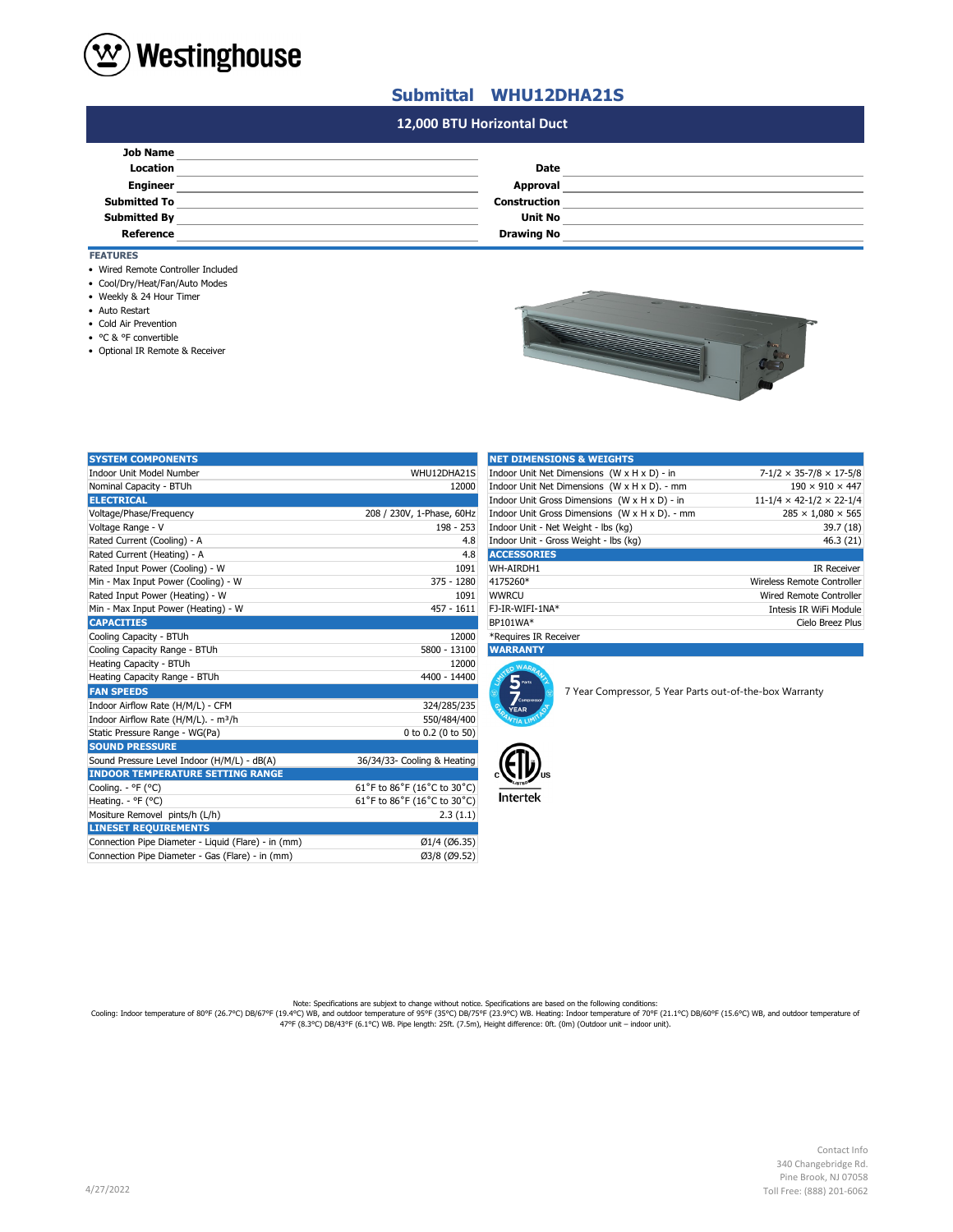# Submittal WHU12DHA21S

## 12,000 BTU Horizontal Duct

| | | | |
|---|---|---|---|
| **Job Name** | | | |
| **Location** | | **Date** | |
| **Engineer** | | **Approval** | |
| **Submitted To** | | **Construction** | |
| **Submitted By** | | **Unit No** | |
| **Reference** | | **Drawing No** | |

### FEATURES

- Wired Remote Controller Included
- Cool/Dry/Heat/Fan/Auto Modes
- Weekly & 24 Hour Timer
- Auto Restart
- Cold Air Prevention
- °C & °F convertible
- Optional IR Remote & Receiver

| SYSTEM COMPONENTS | |
|---|---|
| Indoor Unit Model Number | WHU12DHA21S |
| Nominal Capacity - BTUh | 12000 |
| **ELECTRICAL** | |
| Voltage/Phase/Frequency | 208 / 230V, 1-Phase, 60Hz |
| Voltage Range - V | 198 - 253 |
| Rated Current (Cooling) - A | 4.8 |
| Rated Current (Heating) - A | 4.8 |
| Rated Input Power (Cooling) - W | 1091 |
| Min - Max Input Power (Cooling) - W | 375 - 1280 |
| Rated Input Power (Heating) - W | 1091 |
| Min - Max Input Power (Heating) - W | 457 - 1611 |
| **CAPACITIES** | |
| Cooling Capacity - BTUh | 12000 |
| Cooling Capacity Range - BTUh | 5800 - 13100 |
| Heating Capacity - BTUh | 12000 |
| Heating Capacity Range - BTUh | 4400 - 14400 |
| **FAN SPEEDS** | |
| Indoor Airflow Rate (H/M/L) - CFM | 324/285/235 |
| Indoor Airflow Rate (H/M/L). - m³/h | 550/484/400 |
| Static Pressure Range - WG(Pa) | 0 to 0.2 (0 to 50) |
| **SOUND PRESSURE** | |
| Sound Pressure Level Indoor (H/M/L) - dB(A) | 36/34/33- Cooling & Heating |
| **INDOOR TEMPERATURE SETTING RANGE** | |
| Cooling. - °F (°C) | 61˚F to 86˚F (16˚C to 30˚C) |
| Heating. - °F (°C) | 61˚F to 86˚F (16˚C to 30˚C) |
| Mositure Removel pints/h (L/h) | 2.3 (1.1) |
| **LINESET REQUIREMENTS** | |
| Connection Pipe Diameter - Liquid (Flare) - in (mm) | Ø1/4 (Ø6.35) |
| Connection Pipe Diameter - Gas (Flare) - in (mm) | Ø3/8 (Ø9.52) |

| NET DIMENSIONS & WEIGHTS | |
|---|---|
| Indoor Unit Net Dimensions (W x H x D) - in | 7-1/2 × 35-7/8 × 17-5/8 |
| Indoor Unit Net Dimensions (W x H x D). - mm | 190 × 910 × 447 |
| Indoor Unit Gross Dimensions (W x H x D) - in | 11-1/4 × 42-1/2 × 22-1/4 |
| Indoor Unit Gross Dimensions (W x H x D). - mm | 285 × 1,080 × 565 |
| Indoor Unit - Net Weight - lbs (kg) | 39.7 (18) |
| Indoor Unit - Gross Weight - lbs (kg) | 46.3 (21) |
| **ACCESSORIES** | |
| WH-AIRDH1 | IR Receiver |
| 4175260* | Wireless Remote Controller |
| WWRCU | Wired Remote Controller |
| FJ-IR-WIFI-1NA* | Intesis IR WiFi Module |
| BP101WA* | Cielo Breez Plus |

*Requires IR Receiver

### WARRANTY

7 Year Compressor, 5 Year Parts out-of-the-box Warranty

Intertek

Note: Specifications are subject to change without notice. Specifications are based on the following conditions:
Cooling: Indoor temperature of 80°F (26.7°C) DB/67°F (19.4°C) WB, and outdoor temperature of 95°F (35°C) DB/75°F (23.9°C) WB. Heating: Indoor temperature of 70°F (21.1°C) DB/60°F (15.6°C) WB, and outdoor temperature of 47°F (8.3°C) DB/43°F (6.1°C) WB. Pipe length: 25ft. (7.5m), Height difference: 0ft. (0m) (Outdoor unit – indoor unit).

4/27/2022

Contact Info
340 Changebridge Rd.
Pine Brook, NJ 07058
Toll Free: (888) 201-6062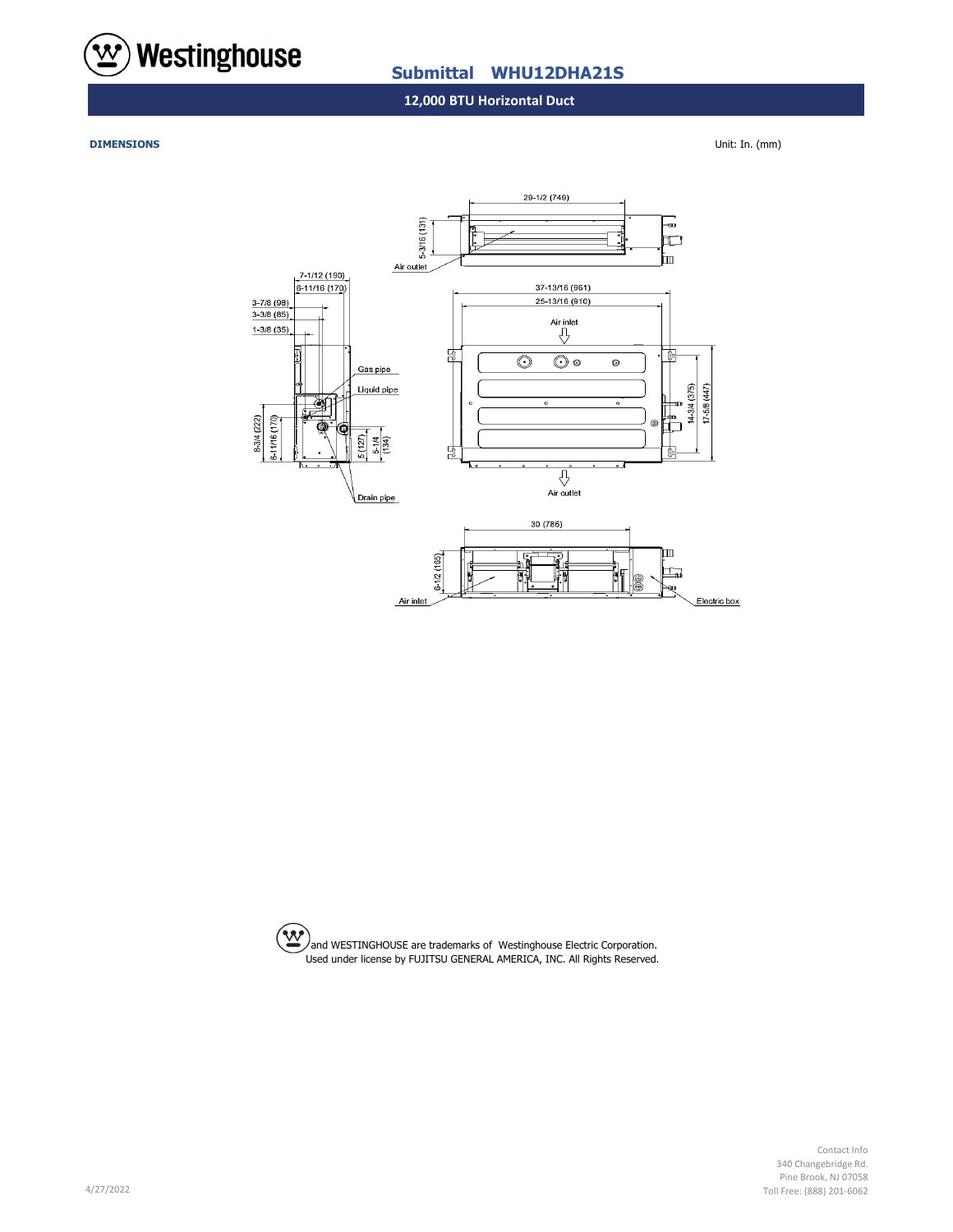Submittal WHU12DHA21S

12,000 BTU Horizontal Duct

**DIMENSIONS**

Unit: In. (mm)

29-1/2 (749)

5-3/16 (131)

Air outlet

7-1/12 (190)

6-11/16 (170)

3-7/8 (98)

3-3/8 (85)

1-3/8 (35)

Gas pipe

Liquid pipe

8-3/4 (222)

6-11/16 (170)

5 (127)

5-1/4 (134)

Drain pipe

37-13/16 (961)

25-13/16 (910)

Air inlet

14-3/4 (375)

17-5/8 (447)

Air outlet

30 (786)

6-1/2 (165)

Air inlet

Electric box

and WESTINGHOUSE are trademarks of Westinghouse Electric Corporation.
Used under license by FUJITSU GENERAL AMERICA, INC. All Rights Reserved.

4/27/2022

Contact Info
340 Changebridge Rd.
Pine Brook, NJ 07058
Toll Free: (888) 201-6062